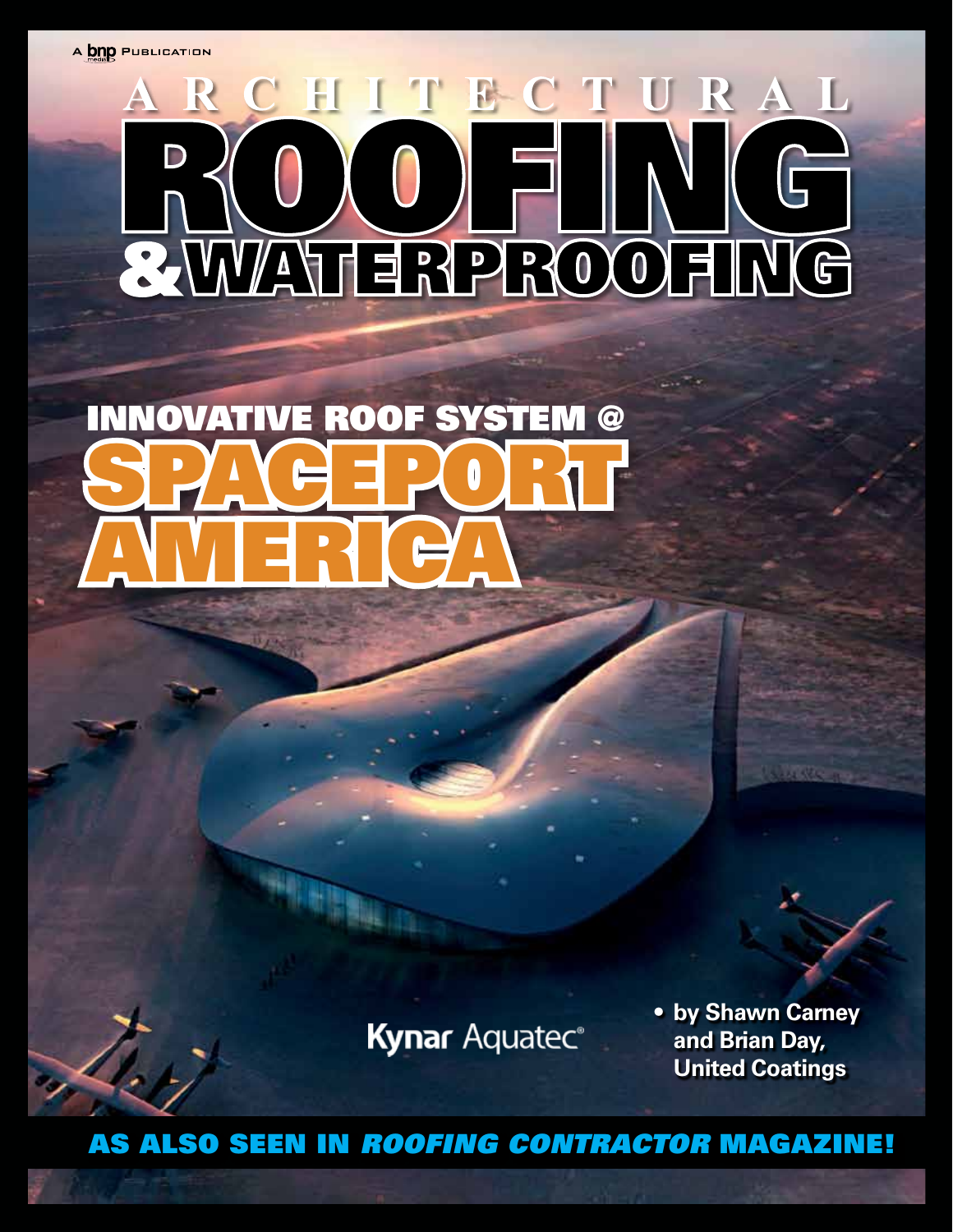A bnp PUBLICATION

# ARCHITECTURAL ROOFING & WATERPROOFING

## INNOVATIVE ROOF SYSTEM @ SPACEPORT AMERICA

Kynar Aquatec®

- by Shawn Carney and Brian Day, United Coatings

**AS ALSO SEEN IN *ROOFING CONTRACTOR* MAGAZINE!**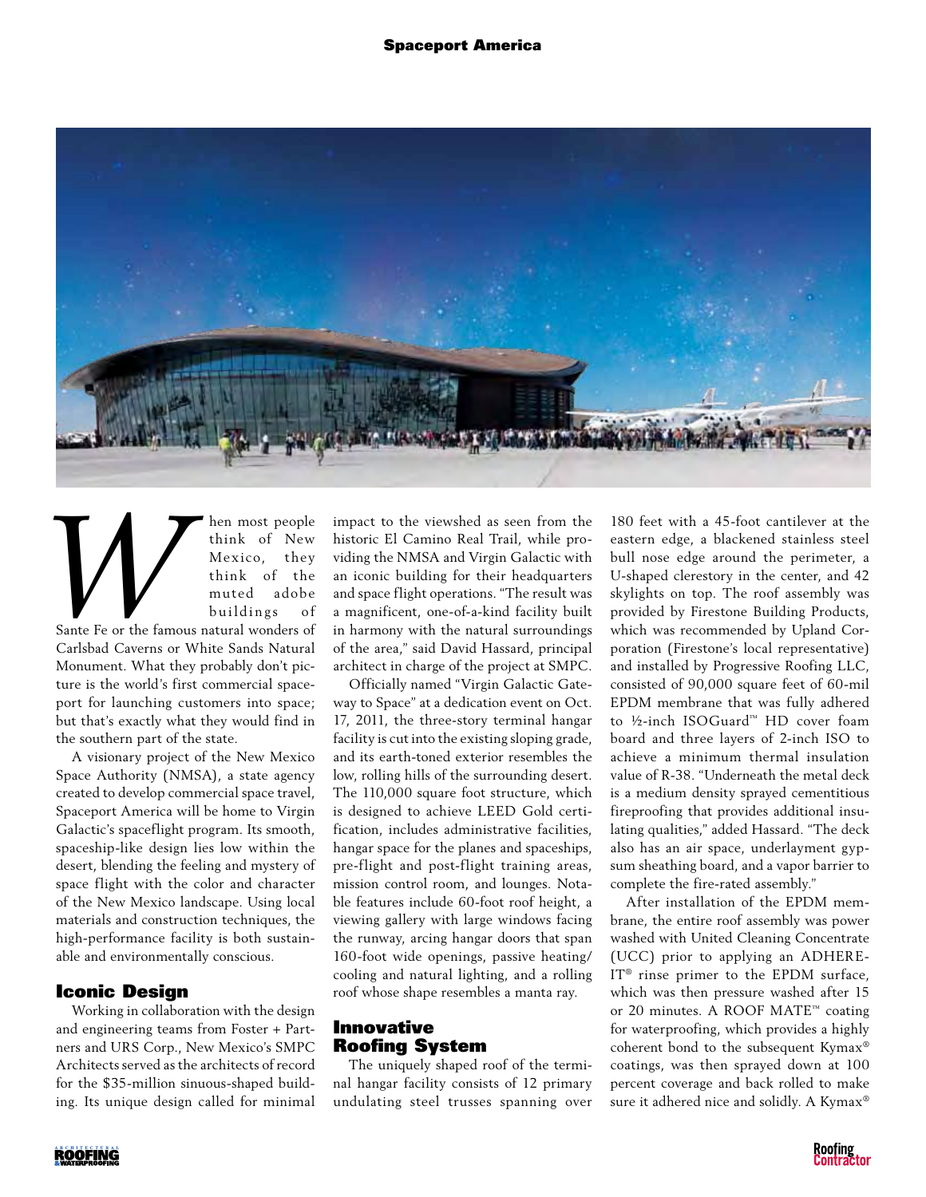When most people think of New Mexico, they think of the muted adobe buildings of Sante Fe or the famous natural wonders of Carlsbad Caverns or White Sands Natural Monument. What they probably don't picture is the world's first commercial spaceport for launching customers into space; but that's exactly what they would find in the southern part of the state.

A visionary project of the New Mexico Space Authority (NMSA), a state agency created to develop commercial space travel, Spaceport America will be home to Virgin Galactic's spaceflight program. Its smooth, spaceship-like design lies low within the desert, blending the feeling and mystery of space flight with the color and character of the New Mexico landscape. Using local materials and construction techniques, the high-performance facility is both sustainable and environmentally conscious.

## Iconic Design

Working in collaboration with the design and engineering teams from Foster + Partners and URS Corp., New Mexico's SMPC Architects served as the architects of record for the $35-million sinuous-shaped building. Its unique design called for minimal impact to the viewshed as seen from the historic El Camino Real Trail, while providing the NMSA and Virgin Galactic with an iconic building for their headquarters and space flight operations. "The result was a magnificent, one-of-a-kind facility built in harmony with the natural surroundings of the area," said David Hassard, principal architect in charge of the project at SMPC.

Officially named "Virgin Galactic Gateway to Space" at a dedication event on Oct. 17, 2011, the three-story terminal hangar facility is cut into the existing sloping grade, and its earth-toned exterior resembles the low, rolling hills of the surrounding desert. The 110,000 square foot structure, which is designed to achieve LEED Gold certification, includes administrative facilities, hangar space for the planes and spaceships, pre-flight and post-flight training areas, mission control room, and lounges. Notable features include 60-foot roof height, a viewing gallery with large windows facing the runway, arcing hangar doors that span 160-foot wide openings, passive heating/cooling and natural lighting, and a rolling roof whose shape resembles a manta ray.

## Innovative Roofing System

The uniquely shaped roof of the terminal hangar facility consists of 12 primary undulating steel trusses spanning over 180 feet with a 45-foot cantilever at the eastern edge, a blackened stainless steel bull nose edge around the perimeter, a U-shaped clerestory in the center, and 42 skylights on top. The roof assembly was provided by Firestone Building Products, which was recommended by Upland Corporation (Firestone's local representative) and installed by Progressive Roofing LLC, consisted of 90,000 square feet of 60-mil EPDM membrane that was fully adhered to ½-inch ISOGuard™ HD cover foam board and three layers of 2-inch ISO to achieve a minimum thermal insulation value of R-38. "Underneath the metal deck is a medium density sprayed cementitious fireproofing that provides additional insulating qualities," added Hassard. "The deck also has an air space, underlayment gypsum sheathing board, and a vapor barrier to complete the fire-rated assembly."

After installation of the EPDM membrane, the entire roof assembly was power washed with United Cleaning Concentrate (UCC) prior to applying an ADHERE-IT® rinse primer to the EPDM surface, which was then pressure washed after 15 or 20 minutes. A ROOF MATE™ coating for waterproofing, which provides a highly coherent bond to the subsequent Kymax® coatings, was then sprayed down at 100 percent coverage and back rolled to make sure it adhered nice and solidly. A Kymax®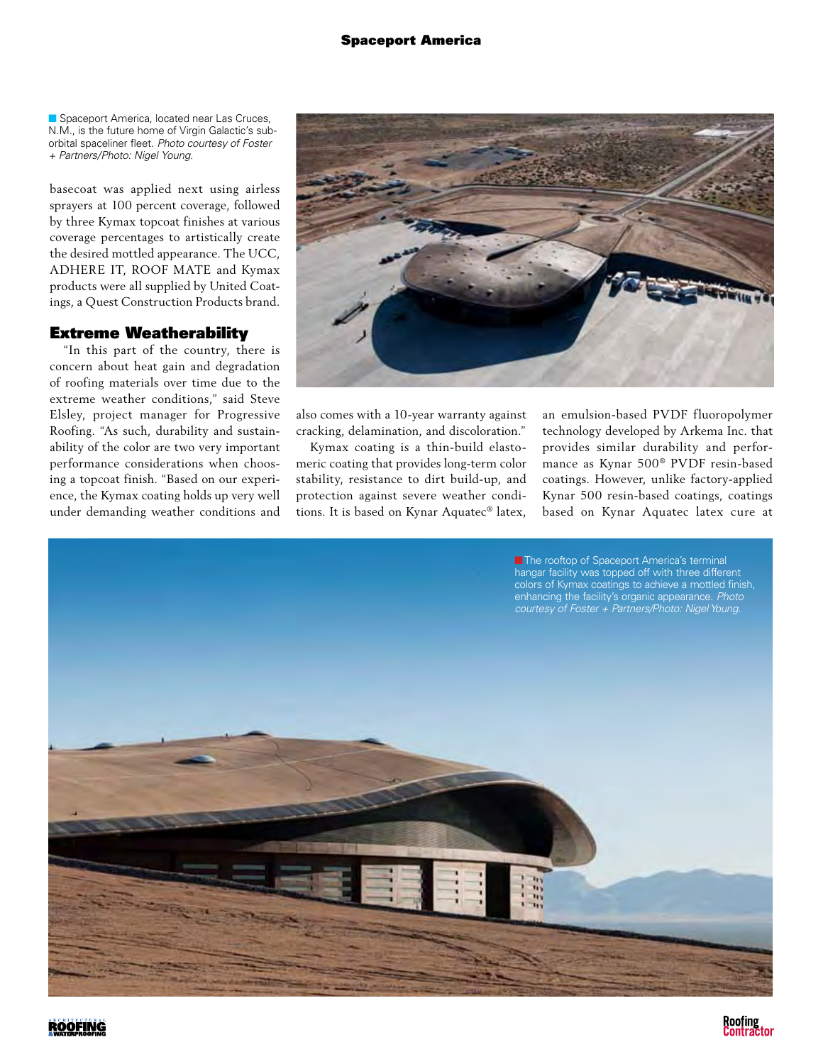Spaceport America, located near Las Cruces, N.M., is the future home of Virgin Galactic's sub-orbital spaceliner fleet. *Photo courtesy of Foster + Partners/Photo: Nigel Young.*

basecoat was applied next using airless sprayers at 100 percent coverage, followed by three Kymax topcoat finishes at various coverage percentages to artistically create the desired mottled appearance. The UCC, ADHERE IT, ROOF MATE and Kymax products were all supplied by United Coatings, a Quest Construction Products brand.

## Extreme Weatherability

"In this part of the country, there is concern about heat gain and degradation of roofing materials over time due to the extreme weather conditions," said Steve Elsley, project manager for Progressive Roofing. "As such, durability and sustainability of the color are two very important performance considerations when choosing a topcoat finish. "Based on our experience, the Kymax coating holds up very well under demanding weather conditions and also comes with a 10-year warranty against cracking, delamination, and discoloration."

Kymax coating is a thin-build elastomeric coating that provides long-term color stability, resistance to dirt build-up, and protection against severe weather conditions. It is based on Kynar Aquatec® latex, an emulsion-based PVDF fluoropolymer technology developed by Arkema Inc. that provides similar durability and performance as Kynar 500® PVDF resin-based coatings. However, unlike factory-applied Kynar 500 resin-based coatings, coatings based on Kynar Aquatec latex cure at

The rooftop of Spaceport America's terminal hangar facility was topped off with three different colors of Kymax coatings to achieve a mottled finish, enhancing the facility's organic appearance. *Photo courtesy of Foster + Partners/Photo: Nigel Young.*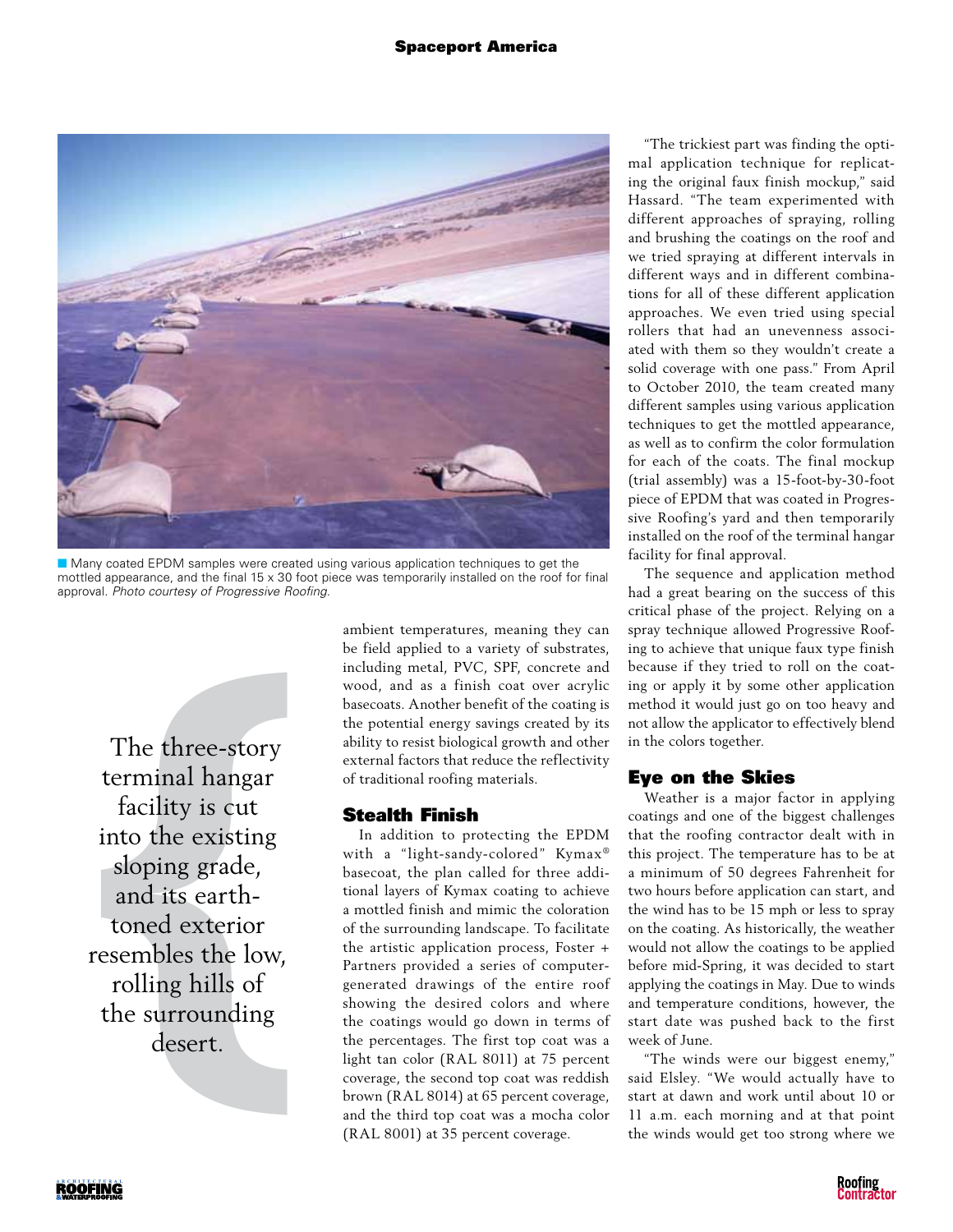■ Many coated EPDM samples were created using various application techniques to get the mottled appearance, and the final 15 x 30 foot piece was temporarily installed on the roof for final approval. *Photo courtesy of Progressive Roofing.*

> The three-story terminal hangar facility is cut into the existing sloping grade, and its earth-toned exterior resembles the low, rolling hills of the surrounding desert.

ambient temperatures, meaning they can be field applied to a variety of substrates, including metal, PVC, SPF, concrete and wood, and as a finish coat over acrylic basecoats. Another benefit of the coating is the potential energy savings created by its ability to resist biological growth and other external factors that reduce the reflectivity of traditional roofing materials.

## Stealth Finish

In addition to protecting the EPDM with a "light-sandy-colored" Kymax® basecoat, the plan called for three additional layers of Kymax coating to achieve a mottled finish and mimic the coloration of the surrounding landscape. To facilitate the artistic application process, Foster + Partners provided a series of computer-generated drawings of the entire roof showing the desired colors and where the coatings would go down in terms of the percentages. The first top coat was a light tan color (RAL 8011) at 75 percent coverage, the second top coat was reddish brown (RAL 8014) at 65 percent coverage, and the third top coat was a mocha color (RAL 8001) at 35 percent coverage.

"The trickiest part was finding the optimal application technique for replicating the original faux finish mockup," said Hassard. "The team experimented with different approaches of spraying, rolling and brushing the coatings on the roof and we tried spraying at different intervals in different ways and in different combinations for all of these different application approaches. We even tried using special rollers that had an unevenness associated with them so they wouldn't create a solid coverage with one pass." From April to October 2010, the team created many different samples using various application techniques to get the mottled appearance, as well as to confirm the color formulation for each of the coats. The final mockup (trial assembly) was a 15-foot-by-30-foot piece of EPDM that was coated in Progressive Roofing's yard and then temporarily installed on the roof of the terminal hangar facility for final approval.

The sequence and application method had a great bearing on the success of this critical phase of the project. Relying on a spray technique allowed Progressive Roofing to achieve that unique faux type finish because if they tried to roll on the coating or apply it by some other application method it would just go on too heavy and not allow the applicator to effectively blend in the colors together.

## Eye on the Skies

Weather is a major factor in applying coatings and one of the biggest challenges that the roofing contractor dealt with in this project. The temperature has to be at a minimum of 50 degrees Fahrenheit for two hours before application can start, and the wind has to be 15 mph or less to spray on the coating. As historically, the weather would not allow the coatings to be applied before mid-Spring, it was decided to start applying the coatings in May. Due to winds and temperature conditions, however, the start date was pushed back to the first week of June.

"The winds were our biggest enemy," said Elsley. "We would actually have to start at dawn and work until about 10 or 11 a.m. each morning and at that point the winds would get too strong where we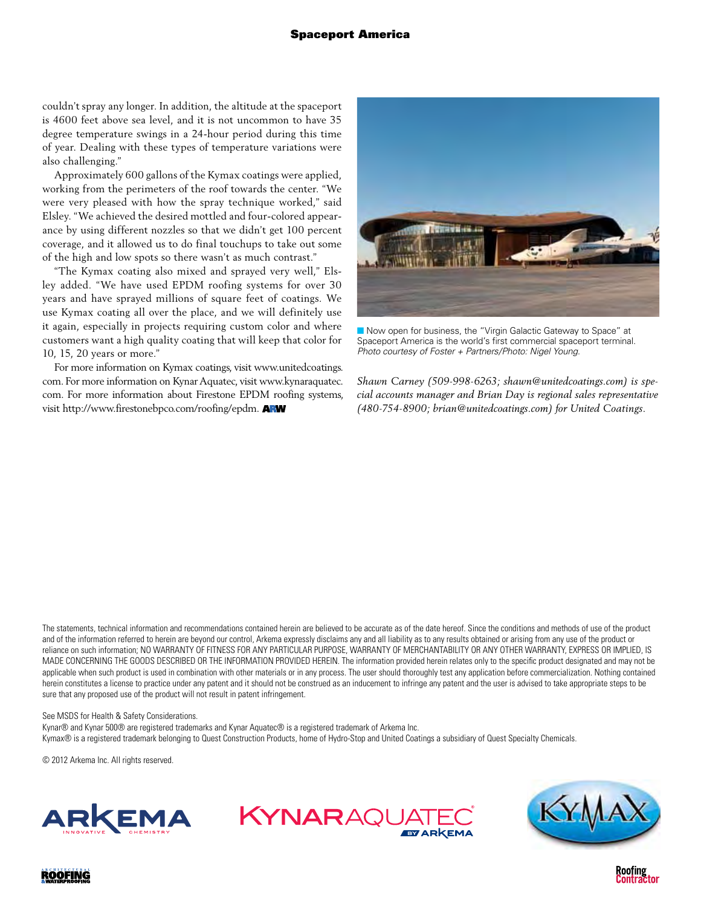couldn't spray any longer. In addition, the altitude at the spaceport is 4600 feet above sea level, and it is not uncommon to have 35 degree temperature swings in a 24-hour period during this time of year. Dealing with these types of temperature variations were also challenging."

Approximately 600 gallons of the Kymax coatings were applied, working from the perimeters of the roof towards the center. "We were very pleased with how the spray technique worked," said Elsley. "We achieved the desired mottled and four-colored appearance by using different nozzles so that we didn't get 100 percent coverage, and it allowed us to do final touchups to take out some of the high and low spots so there wasn't as much contrast."

"The Kymax coating also mixed and sprayed very well," Elsley added. "We have used EPDM roofing systems for over 30 years and have sprayed millions of square feet of coatings. We use Kymax coating all over the place, and we will definitely use it again, especially in projects requiring custom color and where customers want a high quality coating that will keep that color for 10, 15, 20 years or more."

For more information on Kymax coatings, visit www.unitedcoatings.com. For more information on Kynar Aquatec, visit www.kynaraquatec.com. For more information about Firestone EPDM roofing systems, visit http://www.firestonebpco.com/roofing/epdm. ARW

Now open for business, the "Virgin Galactic Gateway to Space" at Spaceport America is the world's first commercial spaceport terminal. *Photo courtesy of Foster + Partners/Photo: Nigel Young.*

*Shawn Carney (509-998-6263; shawn@unitedcoatings.com) is special accounts manager and Brian Day is regional sales representative (480-754-8900; brian@unitedcoatings.com) for United Coatings.*

The statements, technical information and recommendations contained herein are believed to be accurate as of the date hereof. Since the conditions and methods of use of the product and of the information referred to herein are beyond our control, Arkema expressly disclaims any and all liability as to any results obtained or arising from any use of the product or reliance on such information; NO WARRANTY OF FITNESS FOR ANY PARTICULAR PURPOSE, WARRANTY OF MERCHANTABILITY OR ANY OTHER WARRANTY, EXPRESS OR IMPLIED, IS MADE CONCERNING THE GOODS DESCRIBED OR THE INFORMATION PROVIDED HEREIN. The information provided herein relates only to the specific product designated and may not be applicable when such product is used in combination with other materials or in any process. The user should thoroughly test any application before commercialization. Nothing contained herein constitutes a license to practice under any patent and it should not be construed as an inducement to infringe any patent and the user is advised to take appropriate steps to be sure that any proposed use of the product will not result in patent infringement.

See MSDS for Health & Safety Considerations.

Kynar® and Kynar 500® are registered trademarks and Kynar Aquatec® is a registered trademark of Arkema Inc.

Kymax® is a registered trademark belonging to Quest Construction Products, home of Hydro-Stop and United Coatings a subsidiary of Quest Specialty Chemicals.

© 2012 Arkema Inc. All rights reserved.